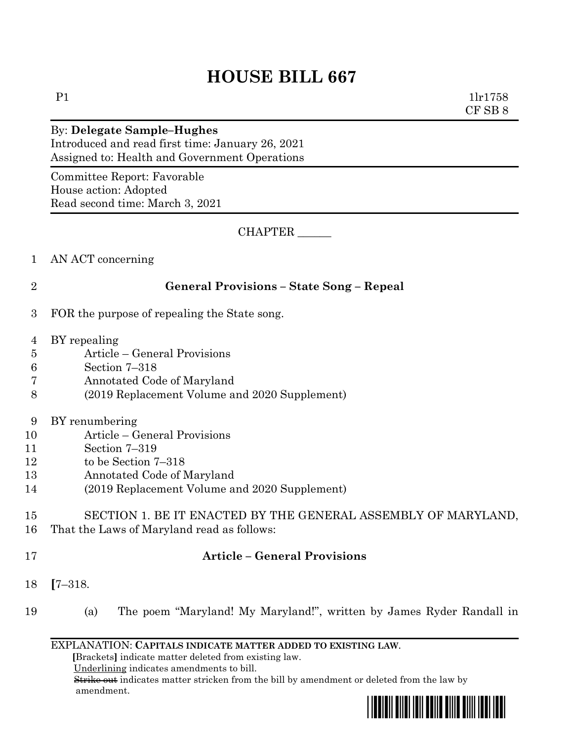# HOUSE BILL 667

P1 1lr1758
CF SB 8

By: **Delegate Sample–Hughes**
Introduced and read first time: January 26, 2021
Assigned to: Health and Government Operations

Committee Report: Favorable
House action: Adopted
Read second time: March 3, 2021

CHAPTER ______

1 AN ACT concerning

2 **General Provisions – State Song – Repeal**

3 FOR the purpose of repealing the State song.

4 BY repealing
5 Article – General Provisions
6 Section 7–318
7 Annotated Code of Maryland
8 (2019 Replacement Volume and 2020 Supplement)

9 BY renumbering
10 Article – General Provisions
11 Section 7–319
12 to be Section 7–318
13 Annotated Code of Maryland
14 (2019 Replacement Volume and 2020 Supplement)

15 SECTION 1. BE IT ENACTED BY THE GENERAL ASSEMBLY OF MARYLAND,
16 That the Laws of Maryland read as follows:

17 **Article – General Provisions**

18 **[**7–318.

19 (a) The poem "Maryland! My Maryland!", written by James Ryder Randall in

EXPLANATION: **CAPITALS INDICATE MATTER ADDED TO EXISTING LAW.**
**[**Brackets**]** indicate matter deleted from existing law.
Underlining indicates amendments to bill.
~~Strike out~~ indicates matter stricken from the bill by amendment or deleted from the law by amendment.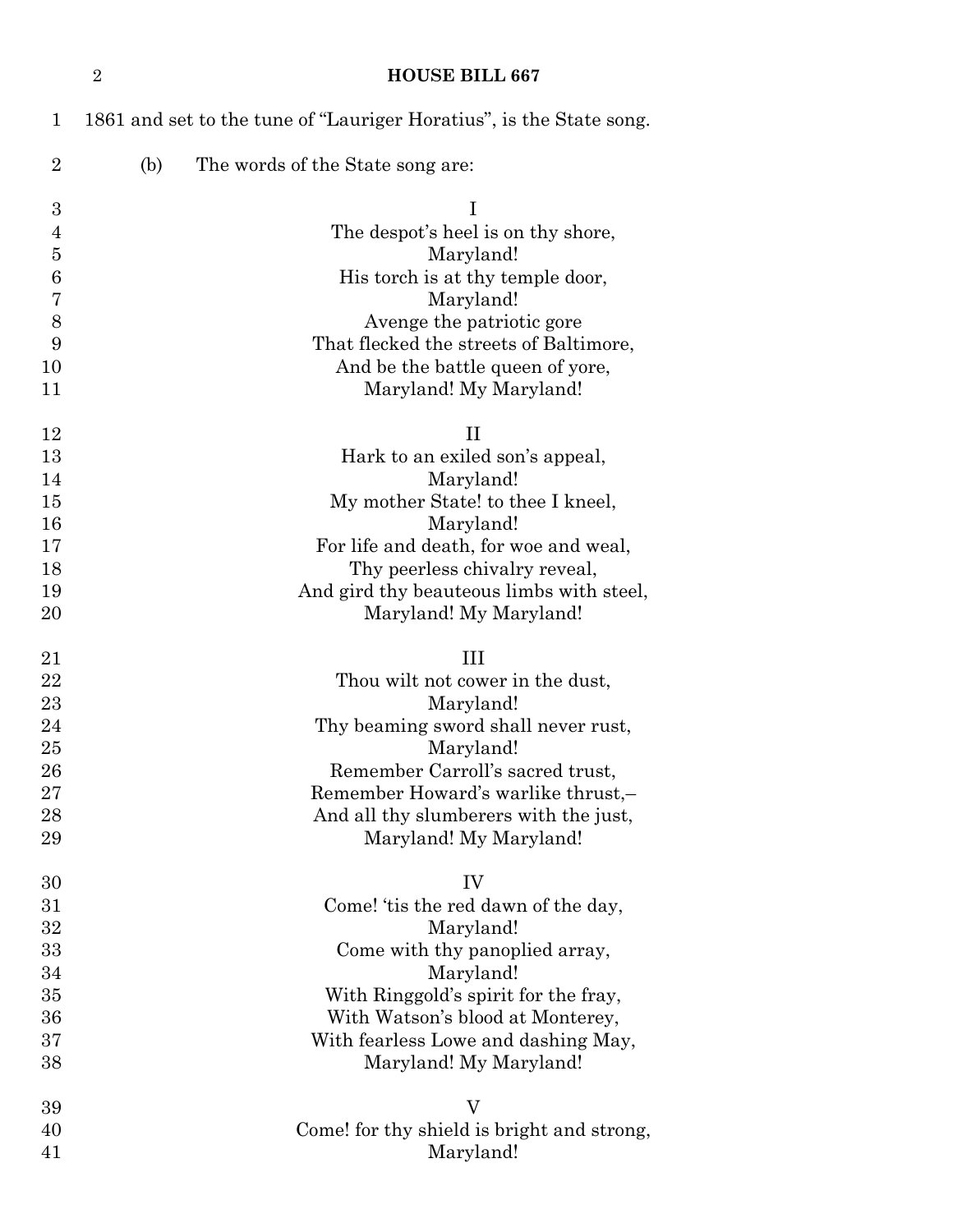1861 and set to the tune of "Lauriger Horatius", is the State song.

(b) The words of the State song are:

I

The despot's heel is on thy shore,
Maryland!
His torch is at thy temple door,
Maryland!
Avenge the patriotic gore
That flecked the streets of Baltimore,
And be the battle queen of yore,
Maryland! My Maryland!

II

Hark to an exiled son's appeal,
Maryland!
My mother State! to thee I kneel,
Maryland!
For life and death, for woe and weal,
Thy peerless chivalry reveal,
And gird thy beauteous limbs with steel,
Maryland! My Maryland!

III

Thou wilt not cower in the dust,
Maryland!
Thy beaming sword shall never rust,
Maryland!
Remember Carroll's sacred trust,
Remember Howard's warlike thrust,–
And all thy slumberers with the just,
Maryland! My Maryland!

IV

Come! 'tis the red dawn of the day,
Maryland!
Come with thy panoplied array,
Maryland!
With Ringgold's spirit for the fray,
With Watson's blood at Monterey,
With fearless Lowe and dashing May,
Maryland! My Maryland!

V

Come! for thy shield is bright and strong,
Maryland!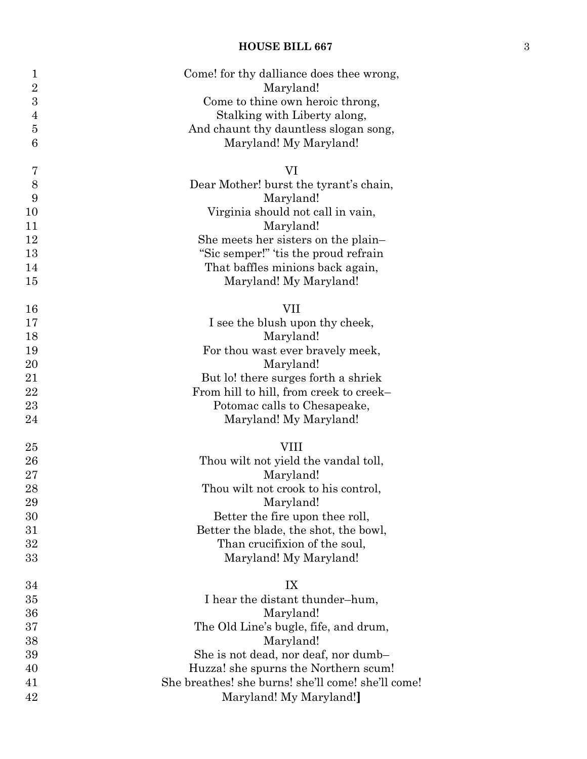Come! for thy dalliance does thee wrong,  
Maryland!  
Come to thine own heroic throng,  
Stalking with Liberty along,  
And chaunt thy dauntless slogan song,  
Maryland! My Maryland!

VI

Dear Mother! burst the tyrant's chain,  
Maryland!  
Virginia should not call in vain,  
Maryland!  
She meets her sisters on the plain–  
"Sic semper!" 'tis the proud refrain  
That baffles minions back again,  
Maryland! My Maryland!

VII

I see the blush upon thy cheek,  
Maryland!  
For thou wast ever bravely meek,  
Maryland!  
But lo! there surges forth a shriek  
From hill to hill, from creek to creek–  
Potomac calls to Chesapeake,  
Maryland! My Maryland!

VIII

Thou wilt not yield the vandal toll,  
Maryland!  
Thou wilt not crook to his control,  
Maryland!  
Better the fire upon thee roll,  
Better the blade, the shot, the bowl,  
Than crucifixion of the soul,  
Maryland! My Maryland!

IX

I hear the distant thunder–hum,  
Maryland!  
The Old Line's bugle, fife, and drum,  
Maryland!  
She is not dead, nor deaf, nor dumb–  
Huzza! she spurns the Northern scum!  
She breathes! she burns! she'll come! she'll come!  
Maryland! My Maryland!**]**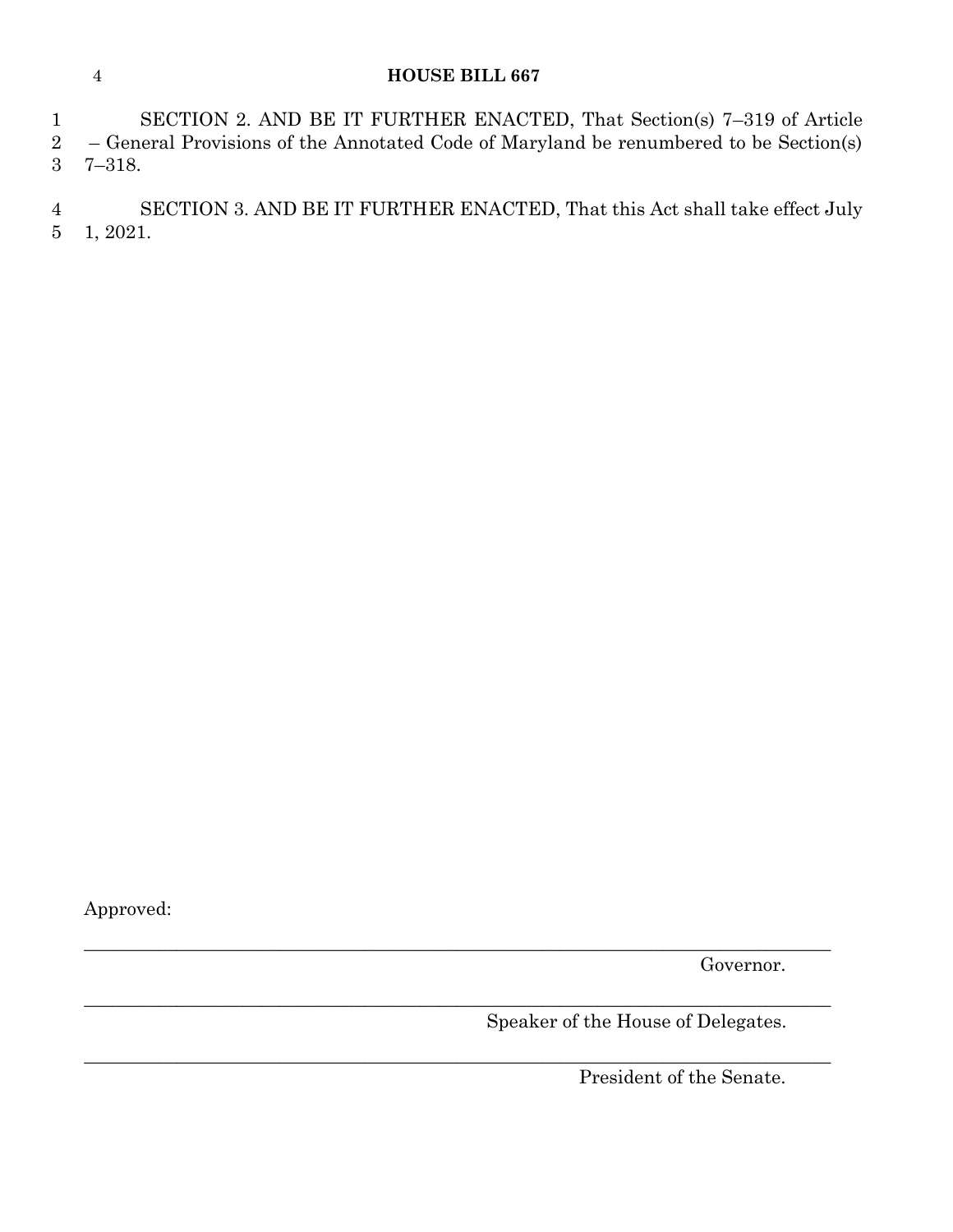SECTION 2. AND BE IT FURTHER ENACTED, That Section(s) 7–319 of Article – General Provisions of the Annotated Code of Maryland be renumbered to be Section(s) 7–318.

SECTION 3. AND BE IT FURTHER ENACTED, That this Act shall take effect July 1, 2021.

Approved:

\_\_\_\_\_\_\_\_\_\_\_\_\_\_\_\_\_\_\_\_\_\_\_\_\_\_\_\_\_\_\_\_\_\_\_\_\_\_\_\_\_\_\_\_\_\_\_\_\_\_\_\_

Governor.

\_\_\_\_\_\_\_\_\_\_\_\_\_\_\_\_\_\_\_\_\_\_\_\_\_\_\_\_\_\_\_\_\_\_\_\_\_\_\_\_\_\_\_\_\_\_\_\_\_\_\_\_

Speaker of the House of Delegates.

\_\_\_\_\_\_\_\_\_\_\_\_\_\_\_\_\_\_\_\_\_\_\_\_\_\_\_\_\_\_\_\_\_\_\_\_\_\_\_\_\_\_\_\_\_\_\_\_\_\_\_\_

President of the Senate.